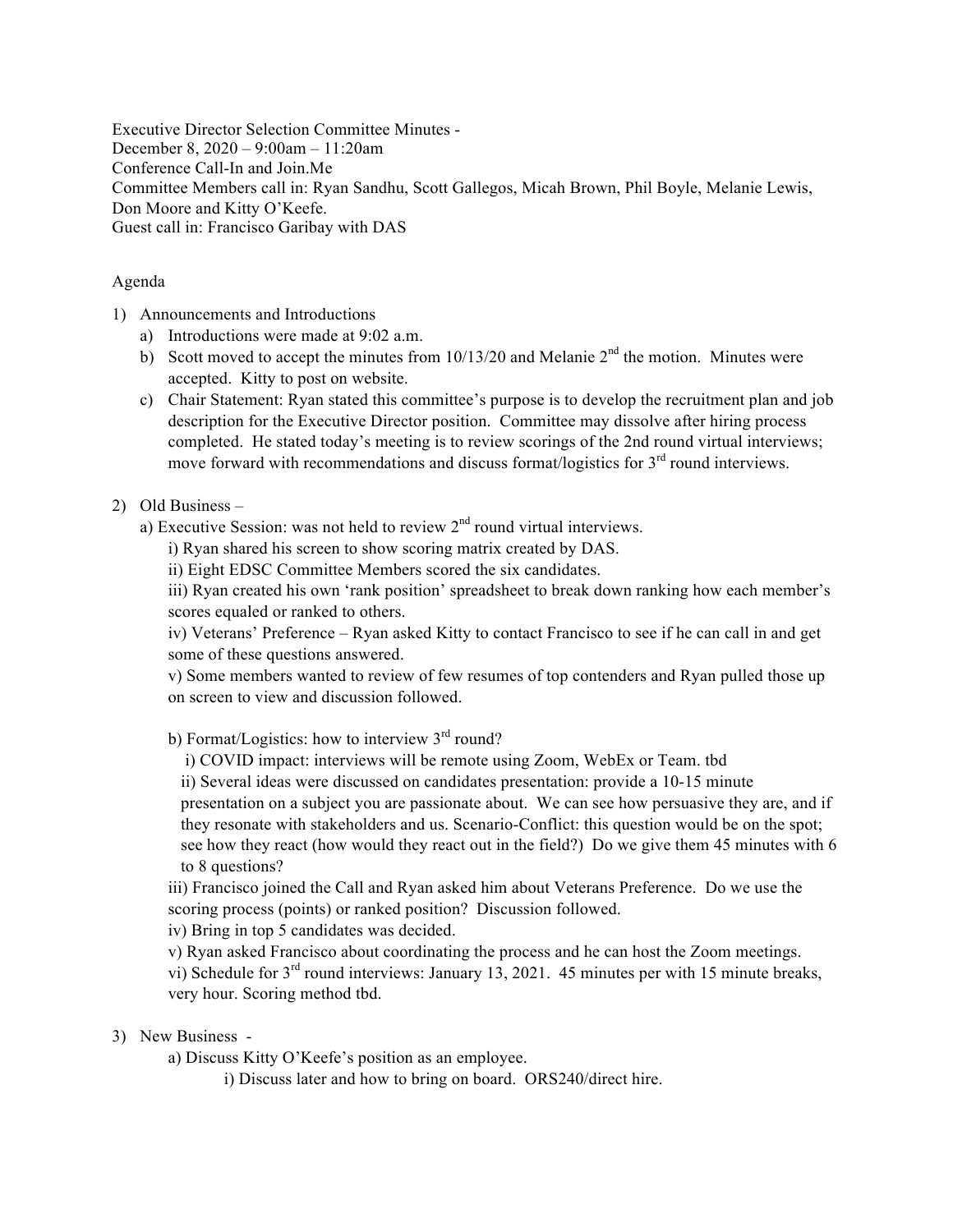Executive Director Selection Committee Minutes -
December 8, 2020 – 9:00am – 11:20am
Conference Call-In and Join.Me
Committee Members call in: Ryan Sandhu, Scott Gallegos, Micah Brown, Phil Boyle, Melanie Lewis, Don Moore and Kitty O'Keefe.
Guest call in: Francisco Garibay with DAS

Agenda

1) Announcements and Introductions
   a) Introductions were made at 9:02 a.m.
   b) Scott moved to accept the minutes from 10/13/20 and Melanie 2nd the motion. Minutes were accepted. Kitty to post on website.
   c) Chair Statement: Ryan stated this committee's purpose is to develop the recruitment plan and job description for the Executive Director position. Committee may dissolve after hiring process completed. He stated today's meeting is to review scorings of the 2nd round virtual interviews; move forward with recommendations and discuss format/logistics for 3rd round interviews.

2) Old Business –
   a) Executive Session: was not held to review 2nd round virtual interviews.
      i) Ryan shared his screen to show scoring matrix created by DAS.
      ii) Eight EDSC Committee Members scored the six candidates.
      iii) Ryan created his own 'rank position' spreadsheet to break down ranking how each member's scores equaled or ranked to others.
      iv) Veterans' Preference – Ryan asked Kitty to contact Francisco to see if he can call in and get some of these questions answered.
      v) Some members wanted to review of few resumes of top contenders and Ryan pulled those up on screen to view and discussion followed.

   b) Format/Logistics: how to interview 3rd round?
      i) COVID impact: interviews will be remote using Zoom, WebEx or Team. tbd
      ii) Several ideas were discussed on candidates presentation: provide a 10-15 minute presentation on a subject you are passionate about. We can see how persuasive they are, and if they resonate with stakeholders and us. Scenario-Conflict: this question would be on the spot; see how they react (how would they react out in the field?) Do we give them 45 minutes with 6 to 8 questions?
      iii) Francisco joined the Call and Ryan asked him about Veterans Preference. Do we use the scoring process (points) or ranked position? Discussion followed.
      iv) Bring in top 5 candidates was decided.
      v) Ryan asked Francisco about coordinating the process and he can host the Zoom meetings.
      vi) Schedule for 3rd round interviews: January 13, 2021. 45 minutes per with 15 minute breaks, very hour. Scoring method tbd.

3) New Business -
   a) Discuss Kitty O'Keefe's position as an employee.
      i) Discuss later and how to bring on board. ORS240/direct hire.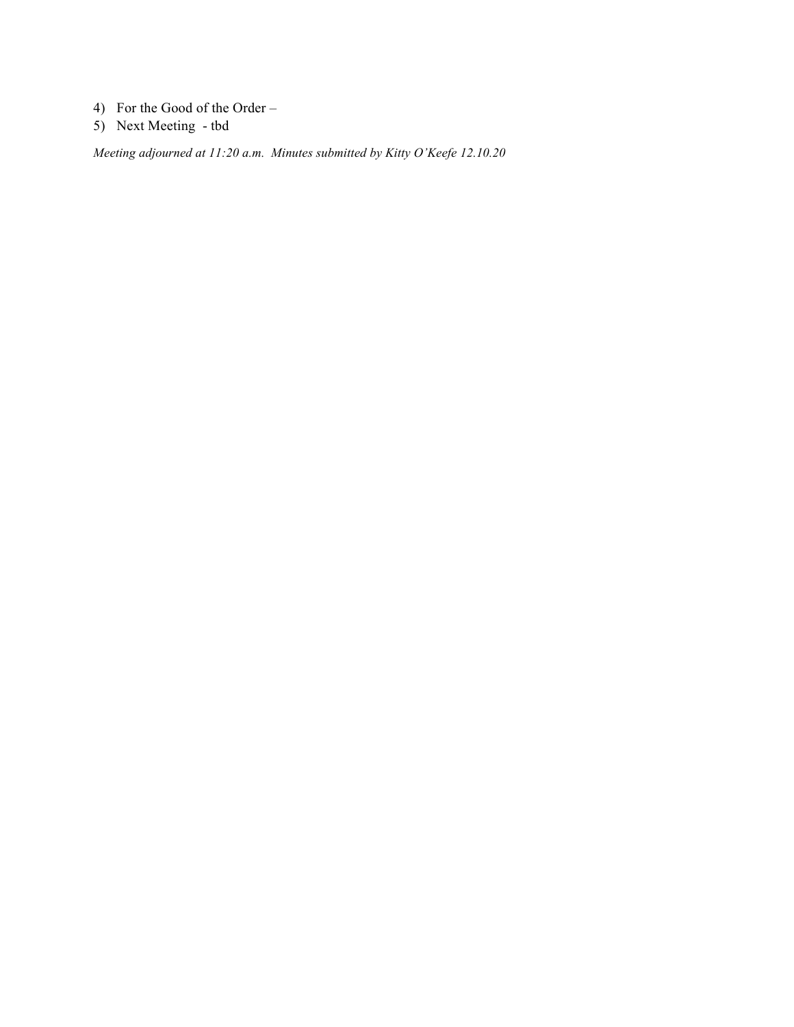4) For the Good of the Order –
5) Next Meeting - tbd

*Meeting adjourned at 11:20 a.m. Minutes submitted by Kitty O'Keefe 12.10.20*